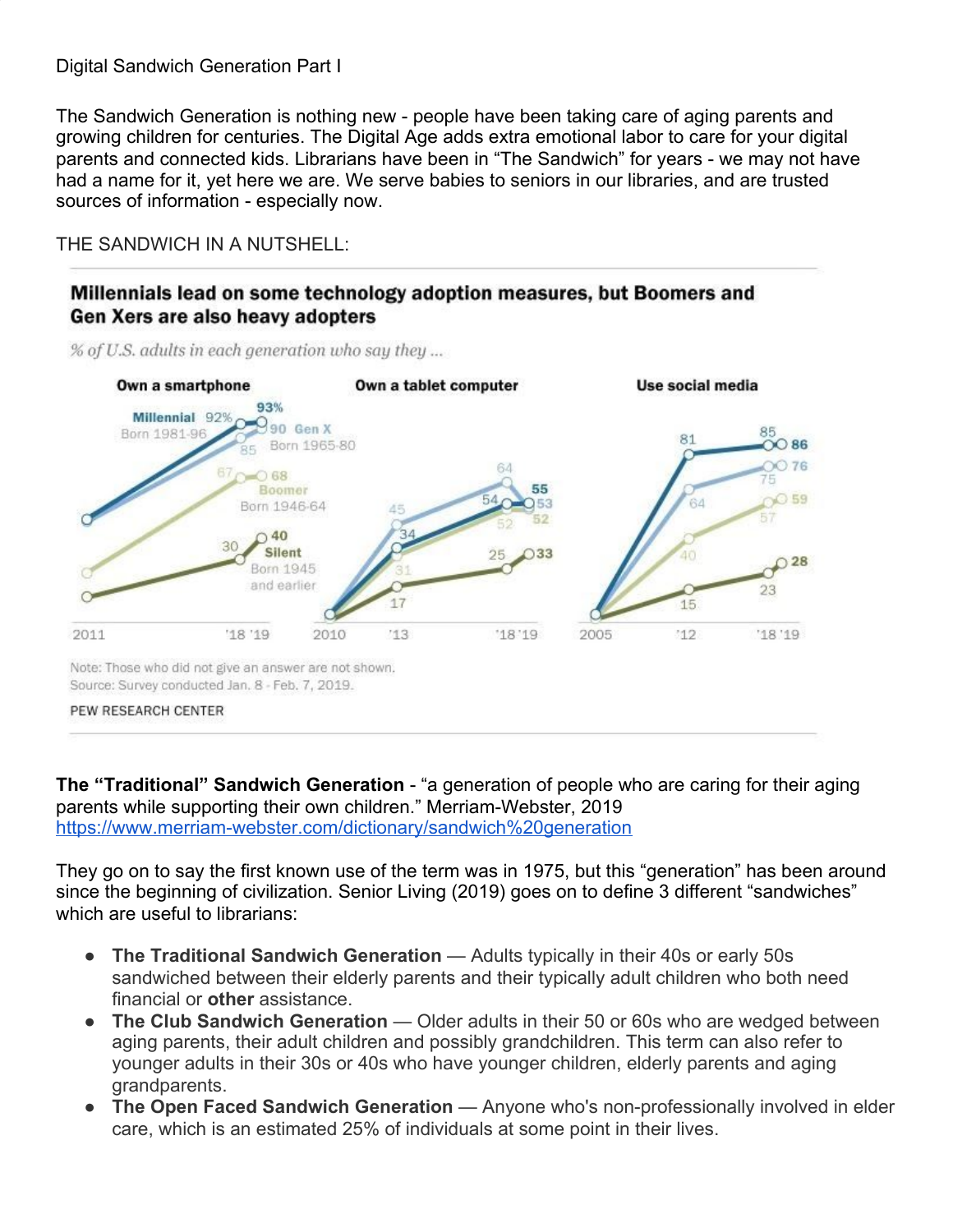Digital Sandwich Generation Part I

The Sandwich Generation is nothing new - people have been taking care of aging parents and growing children for centuries. The Digital Age adds extra emotional labor to care for your digital parents and connected kids. Librarians have been in "The Sandwich" for years - we may not have had a name for it, yet here we are. We serve babies to seniors in our libraries, and are trusted sources of information - especially now.

THE SANDWICH IN A NUTSHELL:

**Millennials lead on some technology adoption measures, but Boomers and Gen Xers are also heavy adopters**

*% of U.S. adults in each generation who say they ...*

| Generation | Own a smartphone '18 | Own a smartphone '19 | Own a tablet computer '13 | Own a tablet computer '18 | Own a tablet computer '19 | Use social media '12 | Use social media '18 | Use social media '19 |
|---|---|---|---|---|---|---|---|---|
| Millennial (Born 1981-96) | 92% | 93% | 34 | 54 | 55 | 81 | 85 | 86 |
| Gen X (Born 1965-80) | 85 | 90 | 45 | 64 | 53 | 64 | 75 | 76 |
| Boomer (Born 1946-64) | 67 | 68 | 31 | 52 | 52 | 40 | 57 | 59 |
| Silent (Born 1945 and earlier) | 30 | 40 | 17 | 25 | 33 | 15 | 23 | 28 |

Note: Those who did not give an answer are not shown.
Source: Survey conducted Jan. 8 - Feb. 7, 2019.
PEW RESEARCH CENTER

**The "Traditional" Sandwich Generation** - "a generation of people who are caring for their aging parents while supporting their own children." Merriam-Webster, 2019 https://www.merriam-webster.com/dictionary/sandwich%20generation

They go on to say the first known use of the term was in 1975, but this "generation" has been around since the beginning of civilization. Senior Living (2019) goes on to define 3 different "sandwiches" which are useful to librarians:

- **The Traditional Sandwich Generation** — Adults typically in their 40s or early 50s sandwiched between their elderly parents and their typically adult children who both need financial or **other** assistance.
- **The Club Sandwich Generation** — Older adults in their 50 or 60s who are wedged between aging parents, their adult children and possibly grandchildren. This term can also refer to younger adults in their 30s or 40s who have younger children, elderly parents and aging grandparents.
- **The Open Faced Sandwich Generation** — Anyone who's non-professionally involved in elder care, which is an estimated 25% of individuals at some point in their lives.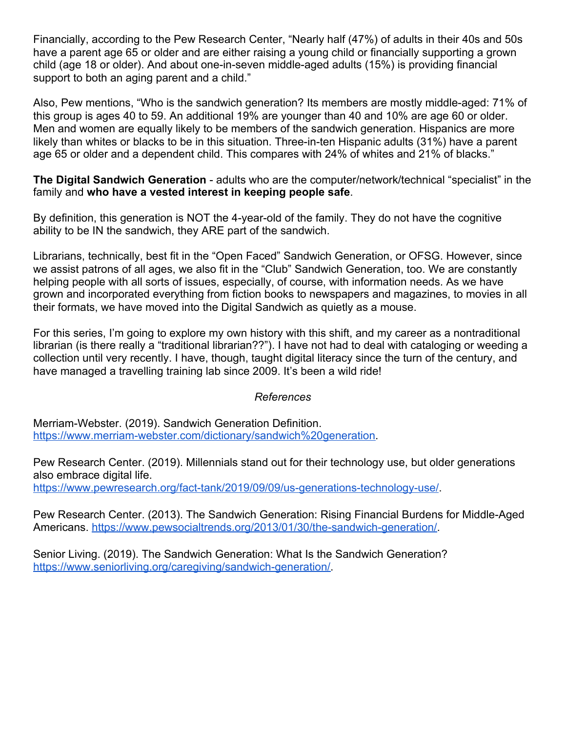Financially, according to the Pew Research Center, "Nearly half (47%) of adults in their 40s and 50s have a parent age 65 or older and are either raising a young child or financially supporting a grown child (age 18 or older). And about one-in-seven middle-aged adults (15%) is providing financial support to both an aging parent and a child."

Also, Pew mentions, "Who is the sandwich generation? Its members are mostly middle-aged: 71% of this group is ages 40 to 59. An additional 19% are younger than 40 and 10% are age 60 or older. Men and women are equally likely to be members of the sandwich generation. Hispanics are more likely than whites or blacks to be in this situation. Three-in-ten Hispanic adults (31%) have a parent age 65 or older and a dependent child. This compares with 24% of whites and 21% of blacks."

**The Digital Sandwich Generation** - adults who are the computer/network/technical "specialist" in the family and **who have a vested interest in keeping people safe**.

By definition, this generation is NOT the 4-year-old of the family. They do not have the cognitive ability to be IN the sandwich, they ARE part of the sandwich.

Librarians, technically, best fit in the "Open Faced" Sandwich Generation, or OFSG. However, since we assist patrons of all ages, we also fit in the "Club" Sandwich Generation, too. We are constantly helping people with all sorts of issues, especially, of course, with information needs. As we have grown and incorporated everything from fiction books to newspapers and magazines, to movies in all their formats, we have moved into the Digital Sandwich as quietly as a mouse.

For this series, I'm going to explore my own history with this shift, and my career as a nontraditional librarian (is there really a "traditional librarian??"). I have not had to deal with cataloging or weeding a collection until very recently. I have, though, taught digital literacy since the turn of the century, and have managed a travelling training lab since 2009. It's been a wild ride!

*References*

Merriam-Webster. (2019). Sandwich Generation Definition. https://www.merriam-webster.com/dictionary/sandwich%20generation.

Pew Research Center. (2019). Millennials stand out for their technology use, but older generations also embrace digital life. https://www.pewresearch.org/fact-tank/2019/09/09/us-generations-technology-use/.

Pew Research Center. (2013). The Sandwich Generation: Rising Financial Burdens for Middle-Aged Americans. https://www.pewsocialtrends.org/2013/01/30/the-sandwich-generation/.

Senior Living. (2019). The Sandwich Generation: What Is the Sandwich Generation? https://www.seniorliving.org/caregiving/sandwich-generation/.